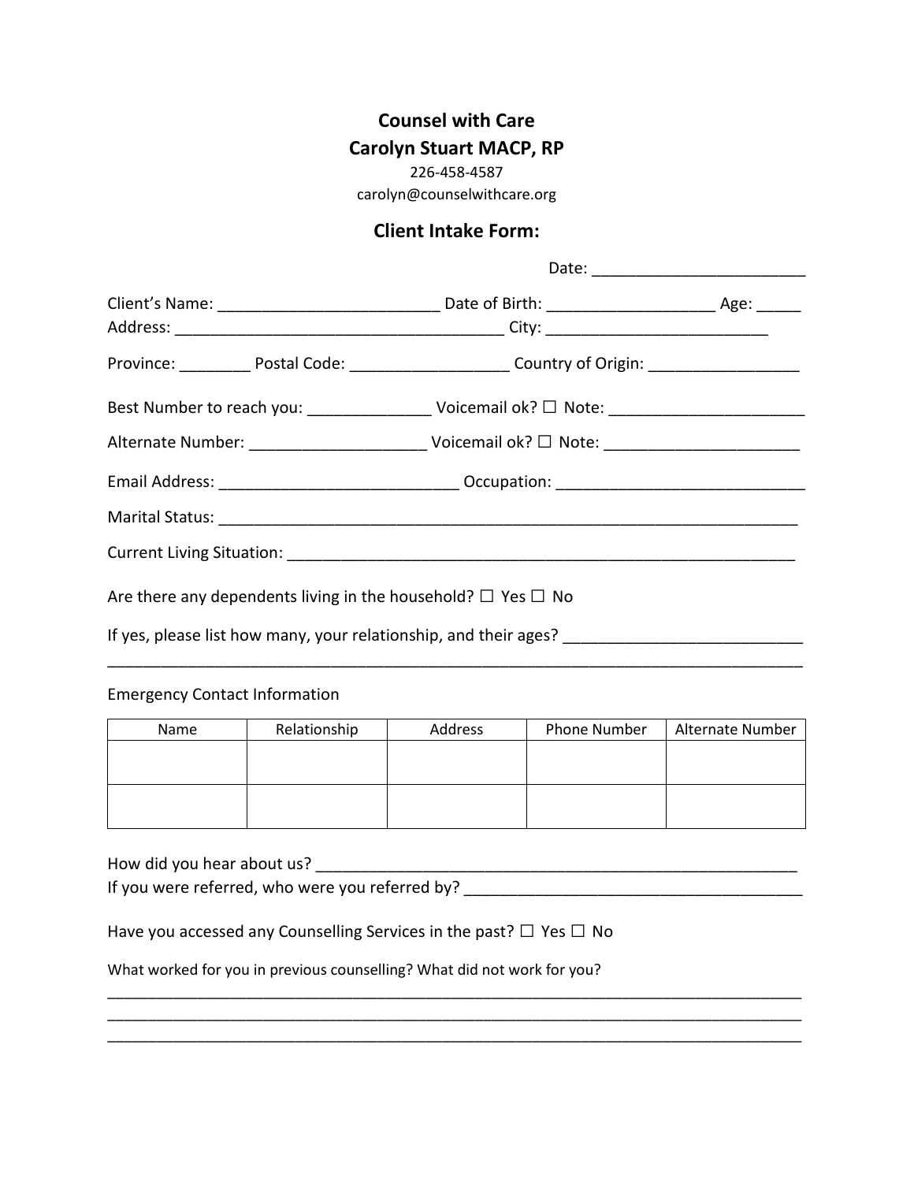**Counsel with Care**

**Carolyn Stuart MACP, RP**

226-458-4587

carolyn@counselwithcare.org

## Client Intake Form:

Date: ________________________

Client's Name: _________________________ Date of Birth: ___________________ Age: _____

Address: ______________________________________ City: _________________________

Province: ________ Postal Code: __________________ Country of Origin: _________________

Best Number to reach you: ______________ Voicemail ok? ☐ Note: ______________________

Alternate Number: ____________________ Voicemail ok? ☐ Note: ______________________

Email Address: ___________________________ Occupation: ___________________________

Marital Status: ____________________________________________________________________

Current Living Situation: _______________________________________________________

Are there any dependents living in the household? ☐ Yes ☐ No

If yes, please list how many, your relationship, and their ages? ___________________________

_______________________________________________________________________________

Emergency Contact Information

| Name | Relationship | Address | Phone Number | Alternate Number |
|---|---|---|---|---|
| | | | | |
| | | | | |

How did you hear about us? ________________________________________________________

If you were referred, who were you referred by? ______________________________________

Have you accessed any Counselling Services in the past? ☐ Yes ☐ No

What worked for you in previous counselling? What did not work for you?

_______________________________________________________________________________

_______________________________________________________________________________

_______________________________________________________________________________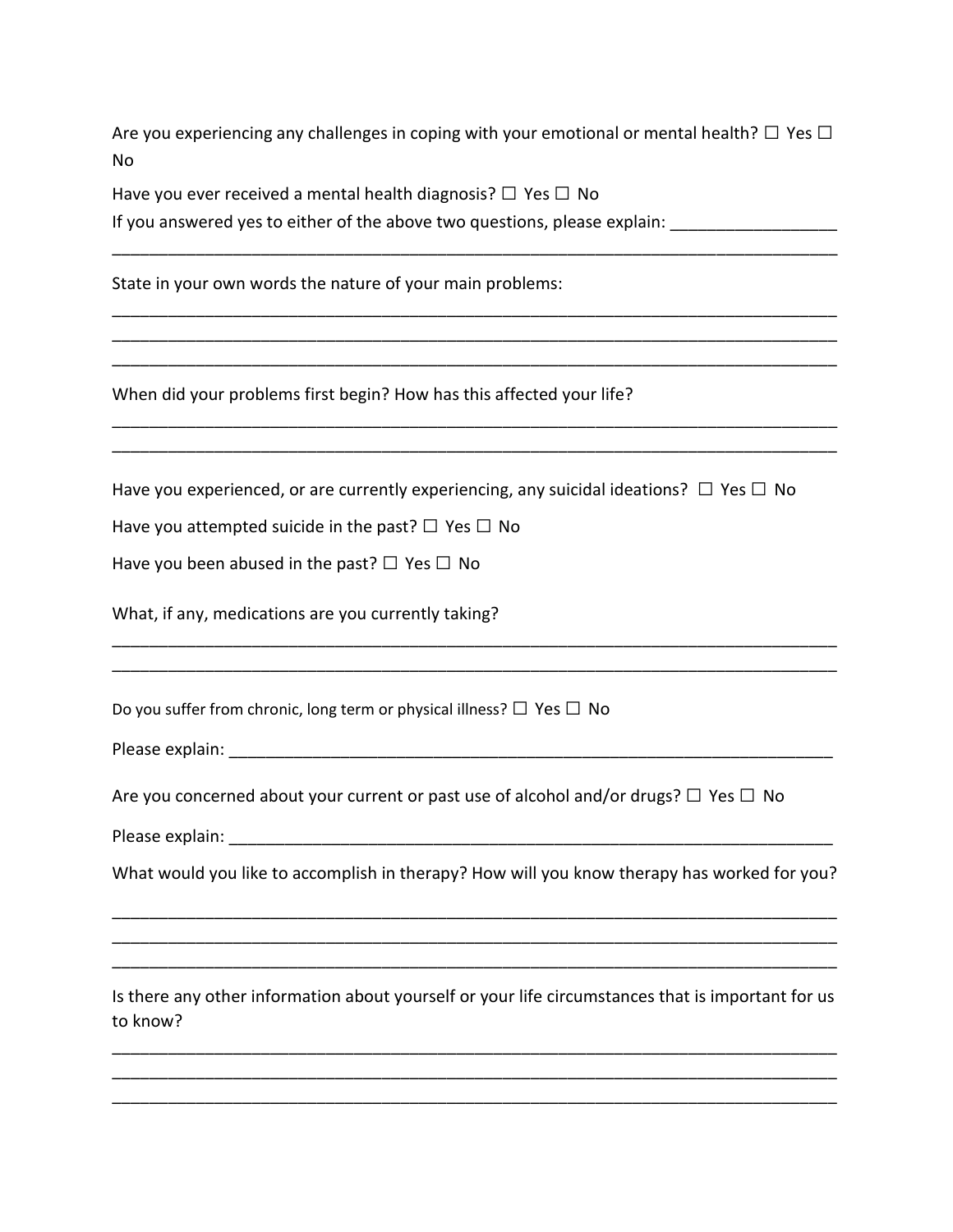Are you experiencing any challenges in coping with your emotional or mental health? ☐ Yes ☐ No

Have you ever received a mental health diagnosis? ☐ Yes ☐ No

If you answered yes to either of the above two questions, please explain: ___________________

______________________________________________________________________________

State in your own words the nature of your main problems:

______________________________________________________________________________

______________________________________________________________________________

______________________________________________________________________________

When did your problems first begin? How has this affected your life?

______________________________________________________________________________

______________________________________________________________________________

Have you experienced, or are currently experiencing, any suicidal ideations? ☐ Yes ☐ No

Have you attempted suicide in the past? ☐ Yes ☐ No

Have you been abused in the past? ☐ Yes ☐ No

What, if any, medications are you currently taking?

______________________________________________________________________________

______________________________________________________________________________

Do you suffer from chronic, long term or physical illness? ☐ Yes ☐ No

Please explain: ________________________________________________________________

Are you concerned about your current or past use of alcohol and/or drugs? ☐ Yes ☐ No

Please explain: ________________________________________________________________

What would you like to accomplish in therapy? How will you know therapy has worked for you?

______________________________________________________________________________

______________________________________________________________________________

______________________________________________________________________________

Is there any other information about yourself or your life circumstances that is important for us to know?

______________________________________________________________________________

______________________________________________________________________________

______________________________________________________________________________